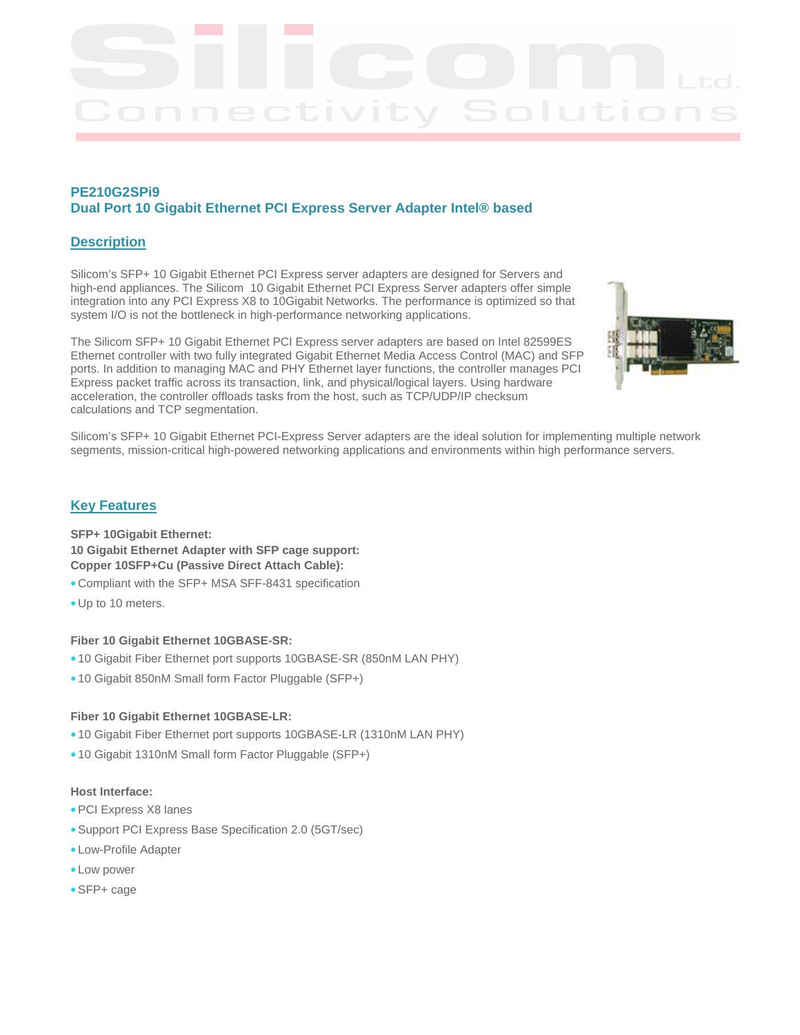# PE210G2SPi9
## Dual Port 10 Gigabit Ethernet PCI Express Server Adapter Intel® based

## Description

Silicom's SFP+ 10 Gigabit Ethernet PCI Express server adapters are designed for Servers and high-end appliances. The Silicom 10 Gigabit Ethernet PCI Express Server adapters offer simple integration into any PCI Express X8 to 10Gigabit Networks. The performance is optimized so that system I/O is not the bottleneck in high-performance networking applications.

The Silicom SFP+ 10 Gigabit Ethernet PCI Express server adapters are based on Intel 82599ES Ethernet controller with two fully integrated Gigabit Ethernet Media Access Control (MAC) and SFP ports. In addition to managing MAC and PHY Ethernet layer functions, the controller manages PCI Express packet traffic across its transaction, link, and physical/logical layers. Using hardware acceleration, the controller offloads tasks from the host, such as TCP/UDP/IP checksum calculations and TCP segmentation.

Silicom's SFP+ 10 Gigabit Ethernet PCI-Express Server adapters are the ideal solution for implementing multiple network segments, mission-critical high-powered networking applications and environments within high performance servers.

## Key Features

**SFP+ 10Gigabit Ethernet:**
**10 Gigabit Ethernet Adapter with SFP cage support:**
**Copper 10SFP+Cu (Passive Direct Attach Cable):**

- Compliant with the SFP+ MSA SFF-8431 specification
- Up to 10 meters.

**Fiber 10 Gigabit Ethernet 10GBASE-SR:**

- 10 Gigabit Fiber Ethernet port supports 10GBASE-SR (850nM LAN PHY)
- 10 Gigabit 850nM Small form Factor Pluggable (SFP+)

**Fiber 10 Gigabit Ethernet 10GBASE-LR:**

- 10 Gigabit Fiber Ethernet port supports 10GBASE-LR (1310nM LAN PHY)
- 10 Gigabit 1310nM Small form Factor Pluggable (SFP+)

**Host Interface:**

- PCI Express X8 lanes
- Support PCI Express Base Specification 2.0 (5GT/sec)
- Low-Profile Adapter
- Low power
- SFP+ cage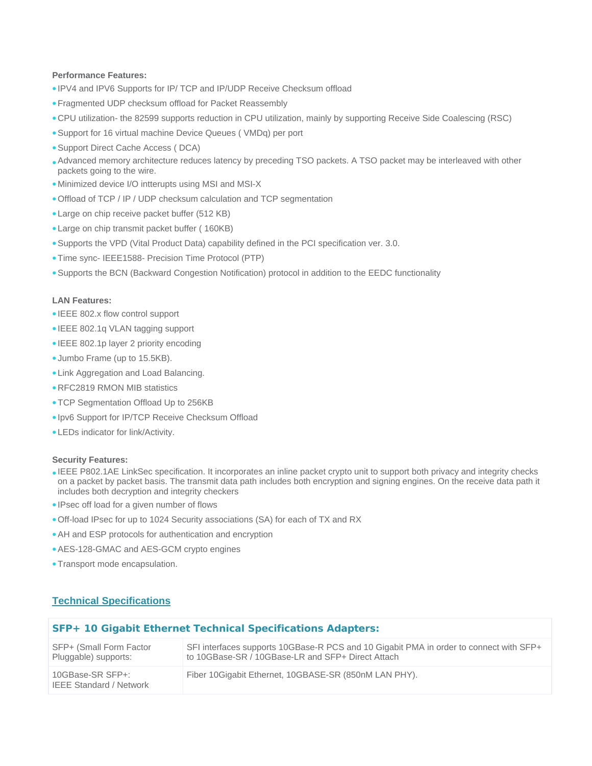**Performance Features:**

- IPV4 and IPV6 Supports for IP/ TCP and IP/UDP Receive Checksum offload
- Fragmented UDP checksum offload for Packet Reassembly
- CPU utilization- the 82599 supports reduction in CPU utilization, mainly by supporting Receive Side Coalescing (RSC)
- Support for 16 virtual machine Device Queues ( VMDq) per port
- Support Direct Cache Access ( DCA)
- Advanced memory architecture reduces latency by preceding TSO packets. A TSO packet may be interleaved with other packets going to the wire.
- Minimized device I/O intterupts using MSI and MSI-X
- Offload of TCP / IP / UDP checksum calculation and TCP segmentation
- Large on chip receive packet buffer (512 KB)
- Large on chip transmit packet buffer ( 160KB)
- Supports the VPD (Vital Product Data) capability defined in the PCI specification ver. 3.0.
- Time sync- IEEE1588- Precision Time Protocol (PTP)
- Supports the BCN (Backward Congestion Notification) protocol in addition to the EEDC functionality

**LAN Features:**

- IEEE 802.x flow control support
- IEEE 802.1q VLAN tagging support
- IEEE 802.1p layer 2 priority encoding
- Jumbo Frame (up to 15.5KB).
- Link Aggregation and Load Balancing.
- RFC2819 RMON MIB statistics
- TCP Segmentation Offload Up to 256KB
- Ipv6 Support for IP/TCP Receive Checksum Offload
- LEDs indicator for link/Activity.

**Security Features:**

- IEEE P802.1AE LinkSec specification. It incorporates an inline packet crypto unit to support both privacy and integrity checks on a packet by packet basis. The transmit data path includes both encryption and signing engines. On the receive data path it includes both decryption and integrity checkers
- IPsec off load for a given number of flows
- Off-load IPsec for up to 1024 Security associations (SA) for each of TX and RX
- AH and ESP protocols for authentication and encryption
- AES-128-GMAC and AES-GCM crypto engines
- Transport mode encapsulation.

## Technical Specifications

| SFP+ 10 Gigabit Ethernet Technical Specifications Adapters: | |
|---|---|
| SFP+ (Small Form Factor Pluggable) supports: | SFI interfaces supports 10GBase-R PCS and 10 Gigabit PMA in order to connect with SFP+ to 10GBase-SR / 10GBase-LR and SFP+ Direct Attach |
| 10GBase-SR SFP+:<br>IEEE Standard / Network | Fiber 10Gigabit Ethernet, 10GBASE-SR (850nM LAN PHY). |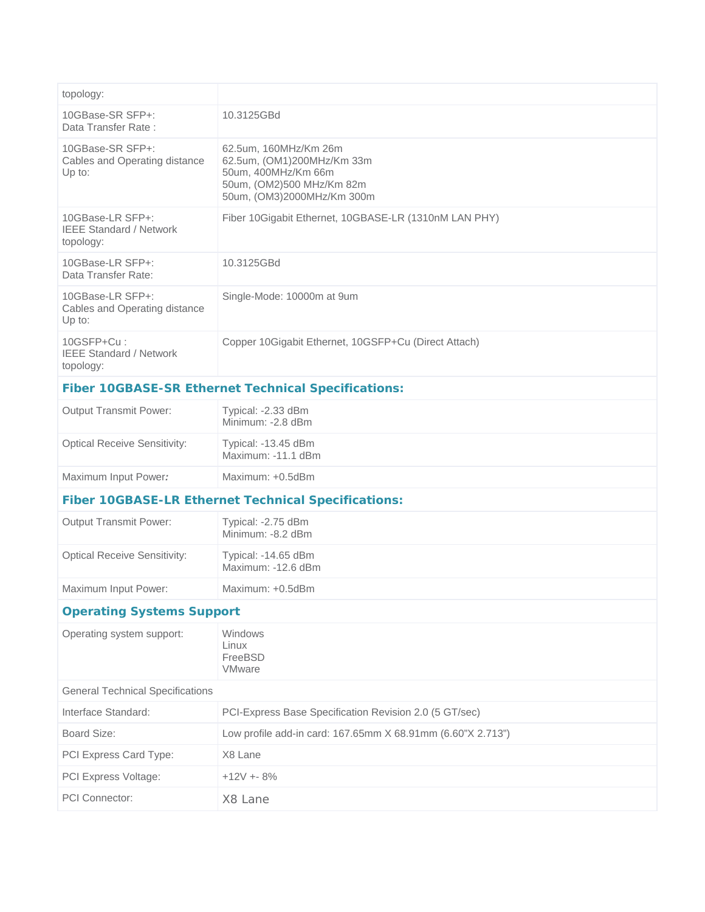| | |
|---|---|
| topology: | |
| 10GBase-SR SFP+:<br>Data Transfer Rate : | 10.3125GBd |
| 10GBase-SR SFP+:<br>Cables and Operating distance Up to: | 62.5um, 160MHz/Km 26m<br>62.5um, (OM1)200MHz/Km 33m<br>50um, 400MHz/Km 66m<br>50um, (OM2)500 MHz/Km 82m<br>50um, (OM3)2000MHz/Km 300m |
| 10GBase-LR SFP+:<br>IEEE Standard / Network topology: | Fiber 10Gigabit Ethernet, 10GBASE-LR (1310nM LAN PHY) |
| 10GBase-LR SFP+:<br>Data Transfer Rate: | 10.3125GBd |
| 10GBase-LR SFP+:<br>Cables and Operating distance Up to: | Single-Mode: 10000m at 9um |
| 10GSFP+Cu :<br>IEEE Standard / Network topology: | Copper 10Gigabit Ethernet, 10GSFP+Cu (Direct Attach) |
| **Fiber 10GBASE-SR Ethernet Technical Specifications:** | |
| Output Transmit Power: | Typical: -2.33 dBm<br>Minimum: -2.8 dBm |
| Optical Receive Sensitivity: | Typical: -13.45 dBm<br>Maximum: -11.1 dBm |
| Maximum Input Power: | Maximum: +0.5dBm |
| **Fiber 10GBASE-LR Ethernet Technical Specifications:** | |
| Output Transmit Power: | Typical: -2.75 dBm<br>Minimum: -8.2 dBm |
| Optical Receive Sensitivity: | Typical: -14.65 dBm<br>Maximum: -12.6 dBm |
| Maximum Input Power: | Maximum: +0.5dBm |
| **Operating Systems Support** | |
| Operating system support: | Windows<br>Linux<br>FreeBSD<br>VMware |
| General Technical Specifications | |
| Interface Standard: | PCI-Express Base Specification Revision 2.0 (5 GT/sec) |
| Board Size: | Low profile add-in card: 167.65mm X 68.91mm (6.60"X 2.713") |
| PCI Express Card Type: | X8 Lane |
| PCI Express Voltage: | +12V +- 8% |
| PCI Connector: | X8 Lane |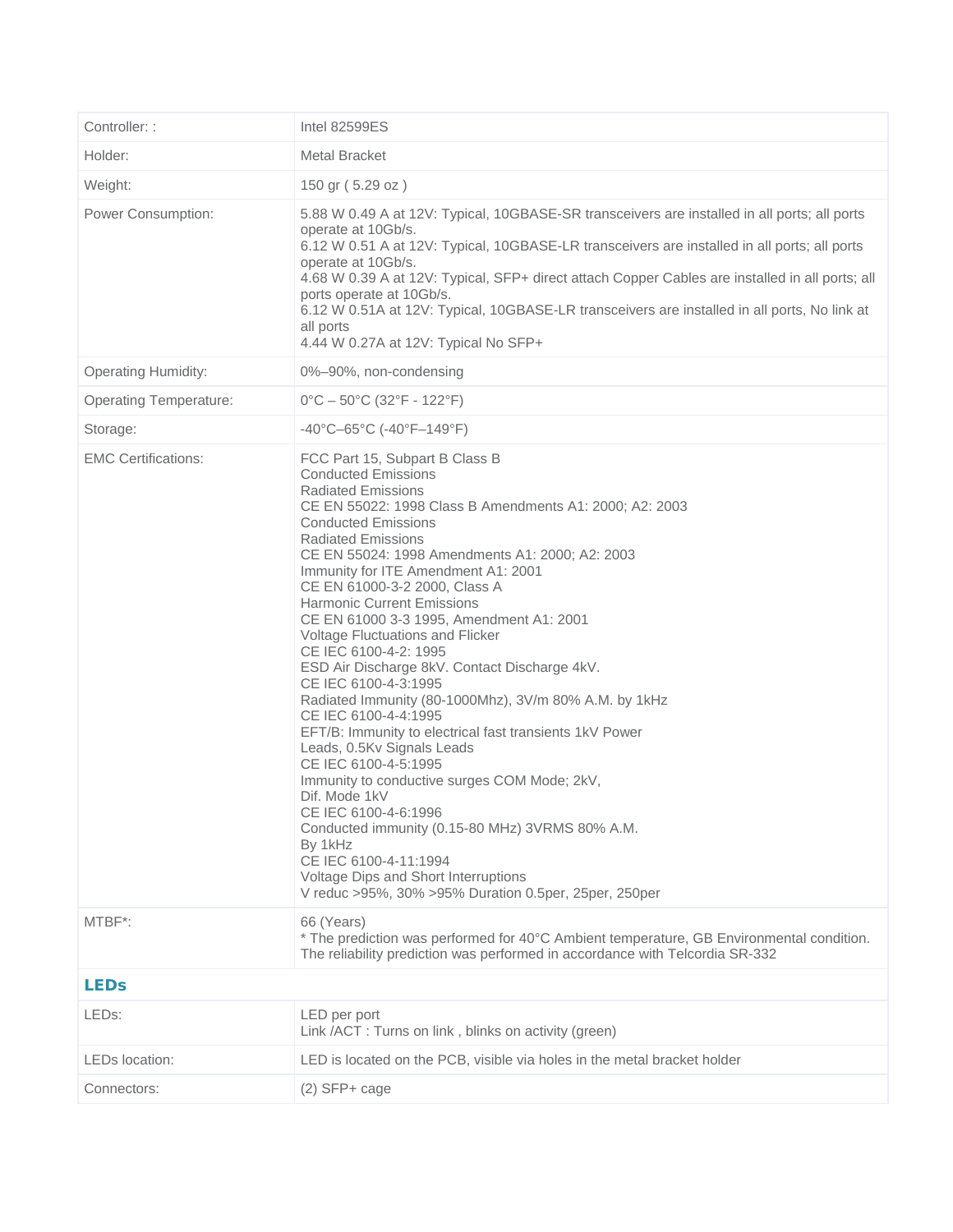| | |
|---|---|
| Controller: : | Intel 82599ES |
| Holder: | Metal Bracket |
| Weight: | 150 gr ( 5.29 oz ) |
| Power Consumption: | 5.88 W 0.49 A at 12V: Typical, 10GBASE-SR transceivers are installed in all ports; all ports operate at 10Gb/s.<br>6.12 W 0.51 A at 12V: Typical, 10GBASE-LR transceivers are installed in all ports; all ports operate at 10Gb/s.<br>4.68 W 0.39 A at 12V: Typical, SFP+ direct attach Copper Cables are installed in all ports; all ports operate at 10Gb/s.<br>6.12 W 0.51A at 12V: Typical, 10GBASE-LR transceivers are installed in all ports, No link at all ports<br>4.44 W 0.27A at 12V: Typical No SFP+ |
| Operating Humidity: | 0%–90%, non-condensing |
| Operating Temperature: | 0°C – 50°C (32°F - 122°F) |
| Storage: | -40°C–65°C (-40°F–149°F) |
| EMC Certifications: | FCC Part 15, Subpart B Class B<br>Conducted Emissions<br>Radiated Emissions<br>CE EN 55022: 1998 Class B Amendments A1: 2000; A2: 2003<br>Conducted Emissions<br>Radiated Emissions<br>CE EN 55024: 1998 Amendments A1: 2000; A2: 2003<br>Immunity for ITE Amendment A1: 2001<br>CE EN 61000-3-2 2000, Class A<br>Harmonic Current Emissions<br>CE EN 61000 3-3 1995, Amendment A1: 2001<br>Voltage Fluctuations and Flicker<br>CE IEC 6100-4-2: 1995<br>ESD Air Discharge 8kV. Contact Discharge 4kV.<br>CE IEC 6100-4-3:1995<br>Radiated Immunity (80-1000Mhz), 3V/m 80% A.M. by 1kHz<br>CE IEC 6100-4-4:1995<br>EFT/B: Immunity to electrical fast transients 1kV Power Leads, 0.5Kv Signals Leads<br>CE IEC 6100-4-5:1995<br>Immunity to conductive surges COM Mode; 2kV,<br>Dif. Mode 1kV<br>CE IEC 6100-4-6:1996<br>Conducted immunity (0.15-80 MHz) 3VRMS 80% A.M.<br>By 1kHz<br>CE IEC 6100-4-11:1994<br>Voltage Dips and Short Interruptions<br>V reduc >95%, 30% >95% Duration 0.5per, 25per, 250per |
| MTBF*: | 66 (Years)<br>* The prediction was performed for 40°C Ambient temperature, GB Environmental condition. The reliability prediction was performed in accordance with Telcordia SR-332 |
| **LEDs** | |
| LEDs: | LED per port<br>Link /ACT : Turns on link , blinks on activity (green) |
| LEDs location: | LED is located on the PCB, visible via holes in the metal bracket holder |
| Connectors: | (2) SFP+ cage |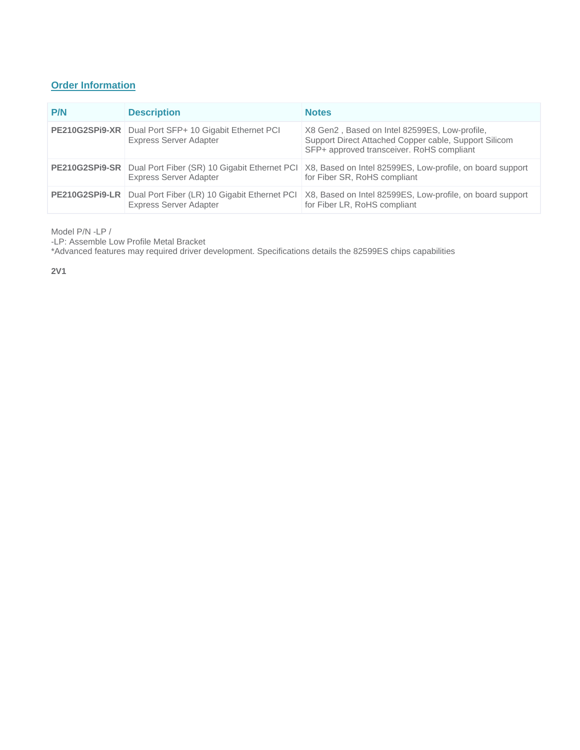## Order Information

| P/N | Description | Notes |
| --- | --- | --- |
| **PE210G2SPi9-XR** | Dual Port SFP+ 10 Gigabit Ethernet PCI Express Server Adapter | X8 Gen2 , Based on Intel 82599ES, Low-profile, Support Direct Attached Copper cable, Support Silicom SFP+ approved transceiver. RoHS compliant |
| **PE210G2SPi9-SR** | Dual Port Fiber (SR) 10 Gigabit Ethernet PCI Express Server Adapter | X8, Based on Intel 82599ES, Low-profile, on board support for Fiber SR, RoHS compliant |
| **PE210G2SPi9-LR** | Dual Port Fiber (LR) 10 Gigabit Ethernet PCI Express Server Adapter | X8, Based on Intel 82599ES, Low-profile, on board support for Fiber LR, RoHS compliant |

Model P/N -LP /
-LP: Assemble Low Profile Metal Bracket
*Advanced features may required driver development. Specifications details the 82599ES chips capabilities

**2V1**